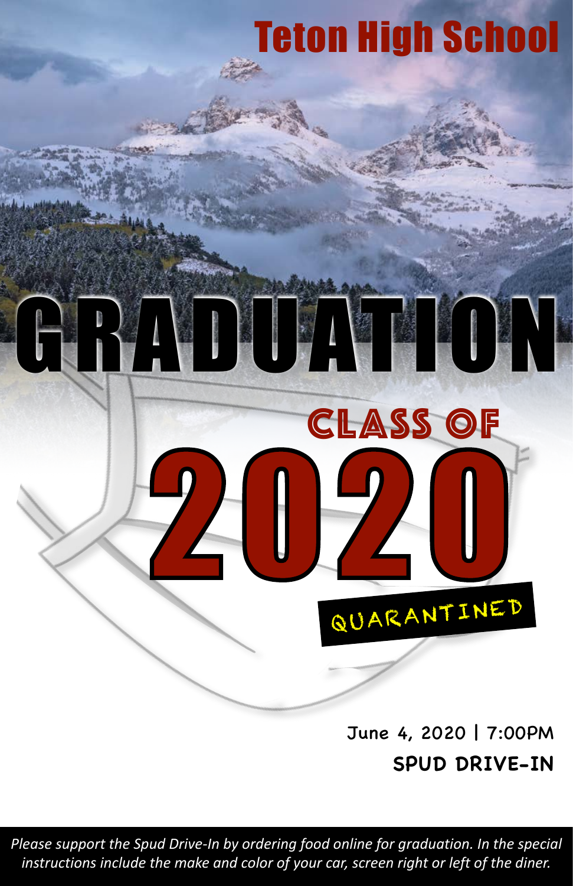# Teton High School

# GRADUATION

## CLASS OF

# 2020

QUARANTINED

June 4, 2020 | 7:00PM

**SPUD DRIVE-IN**

*Please support the Spud Drive-In by ordering food online for graduation. In the special instructions include the make and color of your car, screen right or left of the diner.*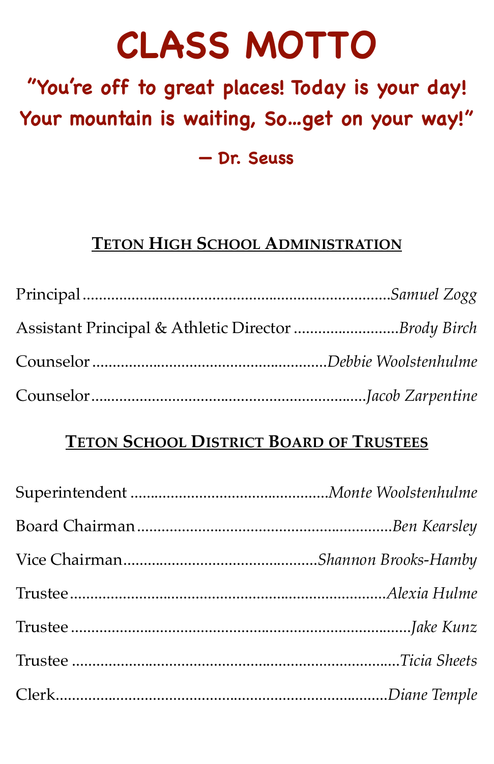# CLASS MOTTO

**"You're off to great places! Today is your day! Your mountain is waiting, So...get on your way!"**

**— Dr. Seuss**

## Teton High School Administration

Principal .......... *Samuel Zogg*

Assistant Principal & Athletic Director .......... *Brody Birch*

Counselor .......... *Debbie Woolstenhulme*

Counselor .......... *Jacob Zarpentine*

## Teton School District Board of Trustees

Superintendent .......... *Monte Woolstenhulme*

Board Chairman .......... *Ben Kearsley*

Vice Chairman .......... *Shannon Brooks-Hamby*

Trustee .......... *Alexia Hulme*

Trustee .......... *Jake Kunz*

Trustee .......... *Ticia Sheets*

Clerk .......... *Diane Temple*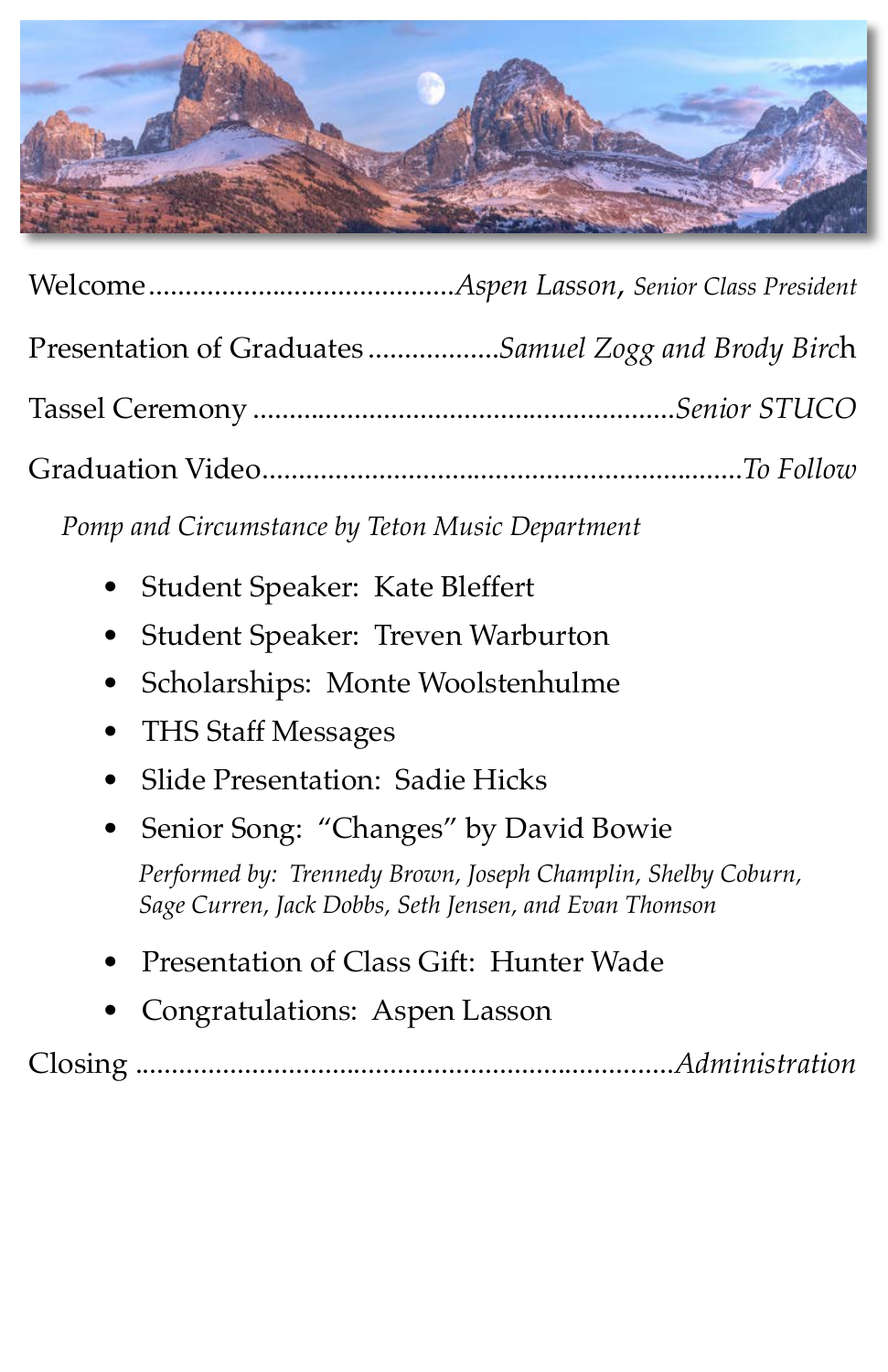Welcome..........................................*Aspen Lasson, Senior Class President*

Presentation of Graduates ..................*Samuel Zogg and Brody Birch*

Tassel Ceremony .......................................................*Senior STUCO*

Graduation Video.................................................................*To Follow*

*Pomp and Circumstance by Teton Music Department*

- Student Speaker: Kate Bleffert
- Student Speaker: Treven Warburton
- Scholarships: Monte Woolstenhulme
- THS Staff Messages
- Slide Presentation: Sadie Hicks
- Senior Song: "Changes" by David Bowie

  *Performed by: Trennedy Brown, Joseph Champlin, Shelby Coburn, Sage Curren, Jack Dobbs, Seth Jensen, and Evan Thomson*

- Presentation of Class Gift: Hunter Wade
- Congratulations: Aspen Lasson

Closing ........................................................................*Administration*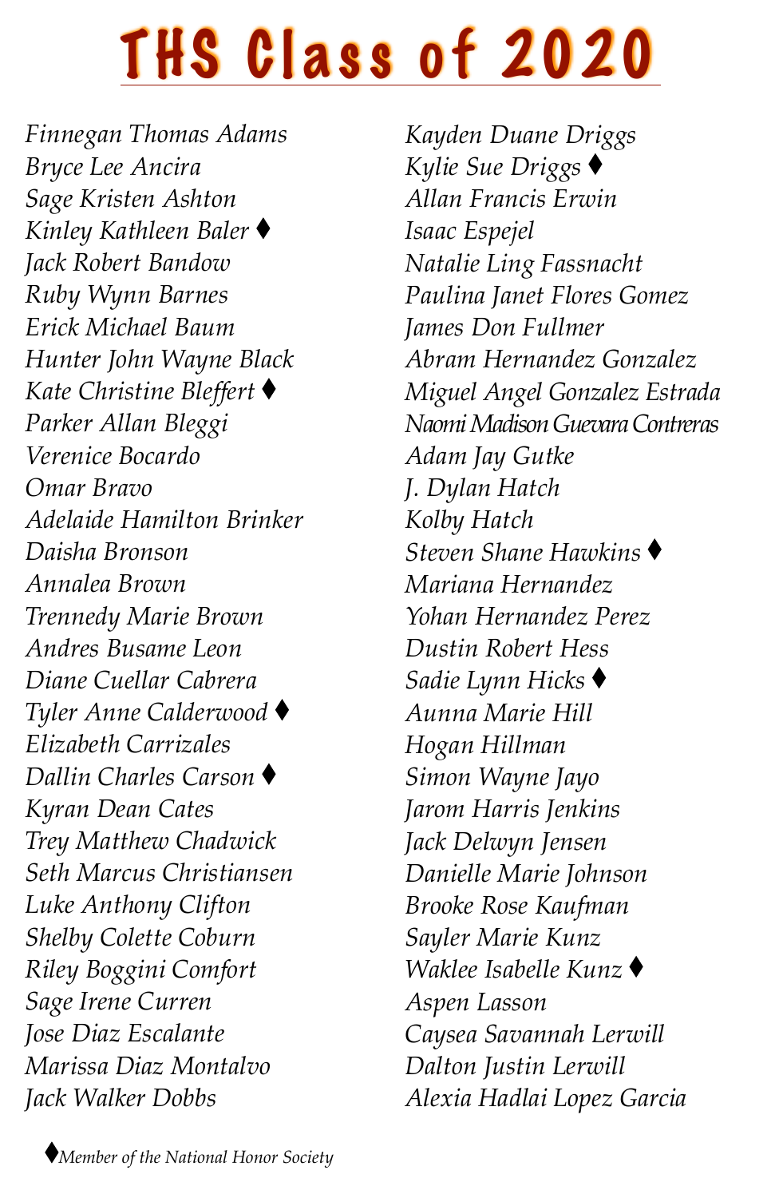# THS Class of 2020

*Finnegan Thomas Adams*
*Bryce Lee Ancira*
*Sage Kristen Ashton*
*Kinley Kathleen Baler* ♦
*Jack Robert Bandow*
*Ruby Wynn Barnes*
*Erick Michael Baum*
*Hunter John Wayne Black*
*Kate Christine Bleffert* ♦
*Parker Allan Bleggi*
*Verenice Bocardo*
*Omar Bravo*
*Adelaide Hamilton Brinker*
*Daisha Bronson*
*Annalea Brown*
*Trennedy Marie Brown*
*Andres Busame Leon*
*Diane Cuellar Cabrera*
*Tyler Anne Calderwood* ♦
*Elizabeth Carrizales*
*Dallin Charles Carson* ♦
*Kyran Dean Cates*
*Trey Matthew Chadwick*
*Seth Marcus Christiansen*
*Luke Anthony Clifton*
*Shelby Colette Coburn*
*Riley Boggini Comfort*
*Sage Irene Curren*
*Jose Diaz Escalante*
*Marissa Diaz Montalvo*
*Jack Walker Dobbs*
*Kayden Duane Driggs*
*Kylie Sue Driggs* ♦
*Allan Francis Erwin*
*Isaac Espejel*
*Natalie Ling Fassnacht*
*Paulina Janet Flores Gomez*
*James Don Fullmer*
*Abram Hernandez Gonzalez*
*Miguel Angel Gonzalez Estrada*
*Naomi Madison Guevara Contreras*
*Adam Jay Gutke*
*J. Dylan Hatch*
*Kolby Hatch*
*Steven Shane Hawkins* ♦
*Mariana Hernandez*
*Yohan Hernandez Perez*
*Dustin Robert Hess*
*Sadie Lynn Hicks* ♦
*Aunna Marie Hill*
*Hogan Hillman*
*Simon Wayne Jayo*
*Jarom Harris Jenkins*
*Jack Delwyn Jensen*
*Danielle Marie Johnson*
*Brooke Rose Kaufman*
*Sayler Marie Kunz*
*Waklee Isabelle Kunz* ♦
*Aspen Lasson*
*Caysea Savannah Lerwill*
*Dalton Justin Lerwill*
*Alexia Hadlai Lopez Garcia*

♦*Member of the National Honor Society*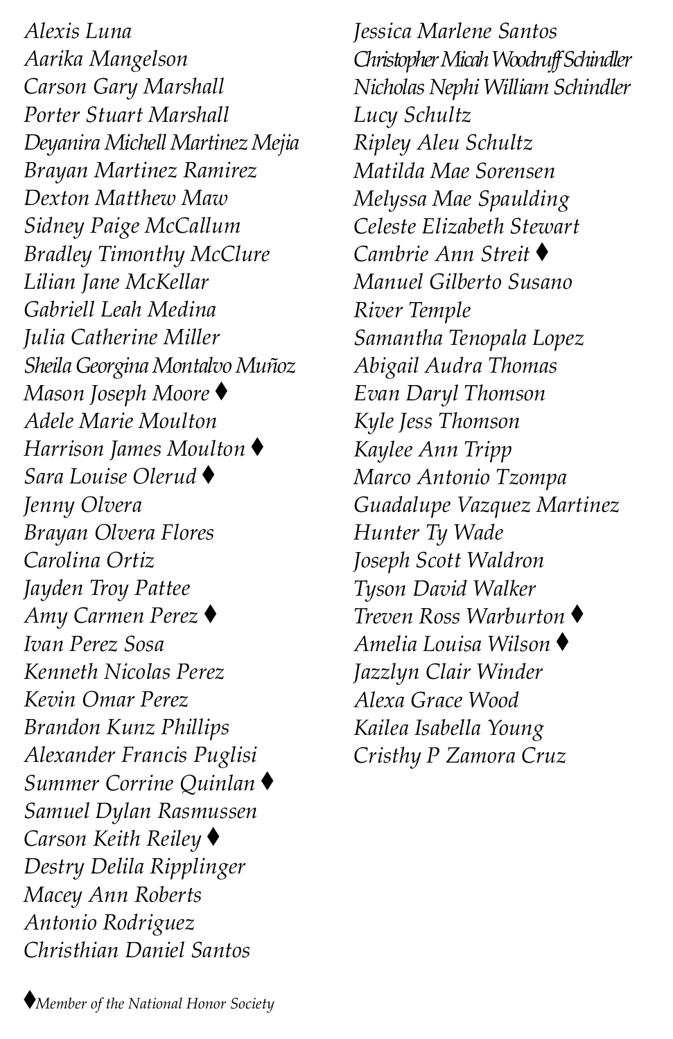*Alexis Luna*
*Aarika Mangelson*
*Carson Gary Marshall*
*Porter Stuart Marshall*
*Deyanira Michell Martinez Mejia*
*Brayan Martinez Ramirez*
*Dexton Matthew Maw*
*Sidney Paige McCallum*
*Bradley Timonthy McClure*
*Lilian Jane McKellar*
*Gabriell Leah Medina*
*Julia Catherine Miller*
*Sheila Georgina Montalvo Muñoz*
*Mason Joseph Moore* ♦
*Adele Marie Moulton*
*Harrison James Moulton* ♦
*Sara Louise Olerud* ♦
*Jenny Olvera*
*Brayan Olvera Flores*
*Carolina Ortiz*
*Jayden Troy Pattee*
*Amy Carmen Perez* ♦
*Ivan Perez Sosa*
*Kenneth Nicolas Perez*
*Kevin Omar Perez*
*Brandon Kunz Phillips*
*Alexander Francis Puglisi*
*Summer Corrine Quinlan* ♦
*Samuel Dylan Rasmussen*
*Carson Keith Reiley* ♦
*Destry Delila Ripplinger*
*Macey Ann Roberts*
*Antonio Rodriguez*
*Christhian Daniel Santos*
*Jessica Marlene Santos*
*Christopher Micah Woodruff Schindler*
*Nicholas Nephi William Schindler*
*Lucy Schultz*
*Ripley Aleu Schultz*
*Matilda Mae Sorensen*
*Melyssa Mae Spaulding*
*Celeste Elizabeth Stewart*
*Cambrie Ann Streit* ♦
*Manuel Gilberto Susano*
*River Temple*
*Samantha Tenopala Lopez*
*Abigail Audra Thomas*
*Evan Daryl Thomson*
*Kyle Jess Thomson*
*Kaylee Ann Tripp*
*Marco Antonio Tzompa*
*Guadalupe Vazquez Martinez*
*Hunter Ty Wade*
*Joseph Scott Waldron*
*Tyson David Walker*
*Treven Ross Warburton* ♦
*Amelia Louisa Wilson* ♦
*Jazzlyn Clair Winder*
*Alexa Grace Wood*
*Kailea Isabella Young*
*Cristhy P Zamora Cruz*

♦*Member of the National Honor Society*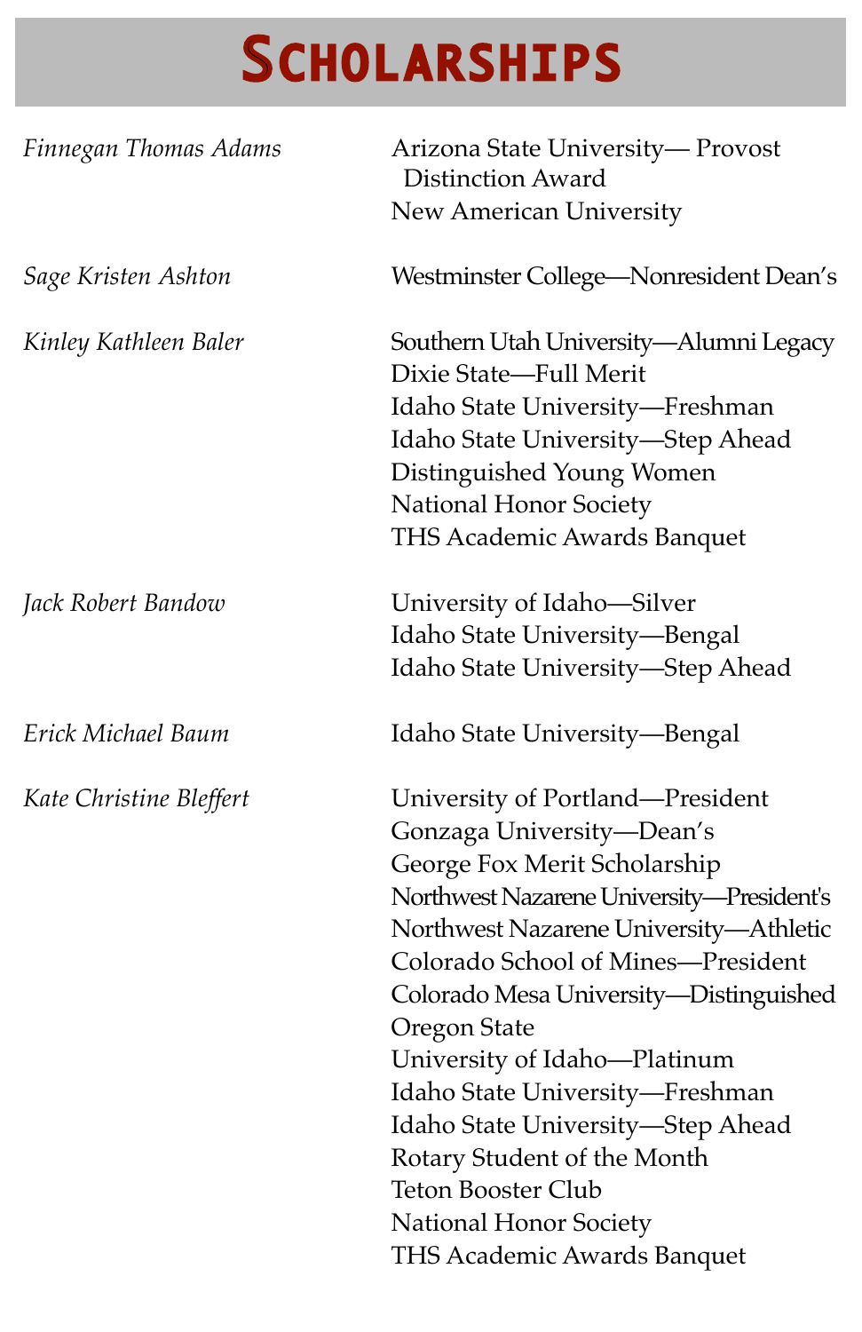# Scholarships

| | |
|---|---|
| *Finnegan Thomas Adams* | Arizona State University— Provost Distinction Award<br>New American University |
| *Sage Kristen Ashton* | Westminster College—Nonresident Dean's |
| *Kinley Kathleen Baler* | Southern Utah University—Alumni Legacy<br>Dixie State—Full Merit<br>Idaho State University—Freshman<br>Idaho State University—Step Ahead<br>Distinguished Young Women<br>National Honor Society<br>THS Academic Awards Banquet |
| *Jack Robert Bandow* | University of Idaho—Silver<br>Idaho State University—Bengal<br>Idaho State University—Step Ahead |
| *Erick Michael Baum* | Idaho State University—Bengal |
| *Kate Christine Bleffert* | University of Portland—President<br>Gonzaga University—Dean's<br>George Fox Merit Scholarship<br>Northwest Nazarene University—President's<br>Northwest Nazarene University—Athletic<br>Colorado School of Mines—President<br>Colorado Mesa University—Distinguished<br>Oregon State<br>University of Idaho—Platinum<br>Idaho State University—Freshman<br>Idaho State University—Step Ahead<br>Rotary Student of the Month<br>Teton Booster Club<br>National Honor Society<br>THS Academic Awards Banquet |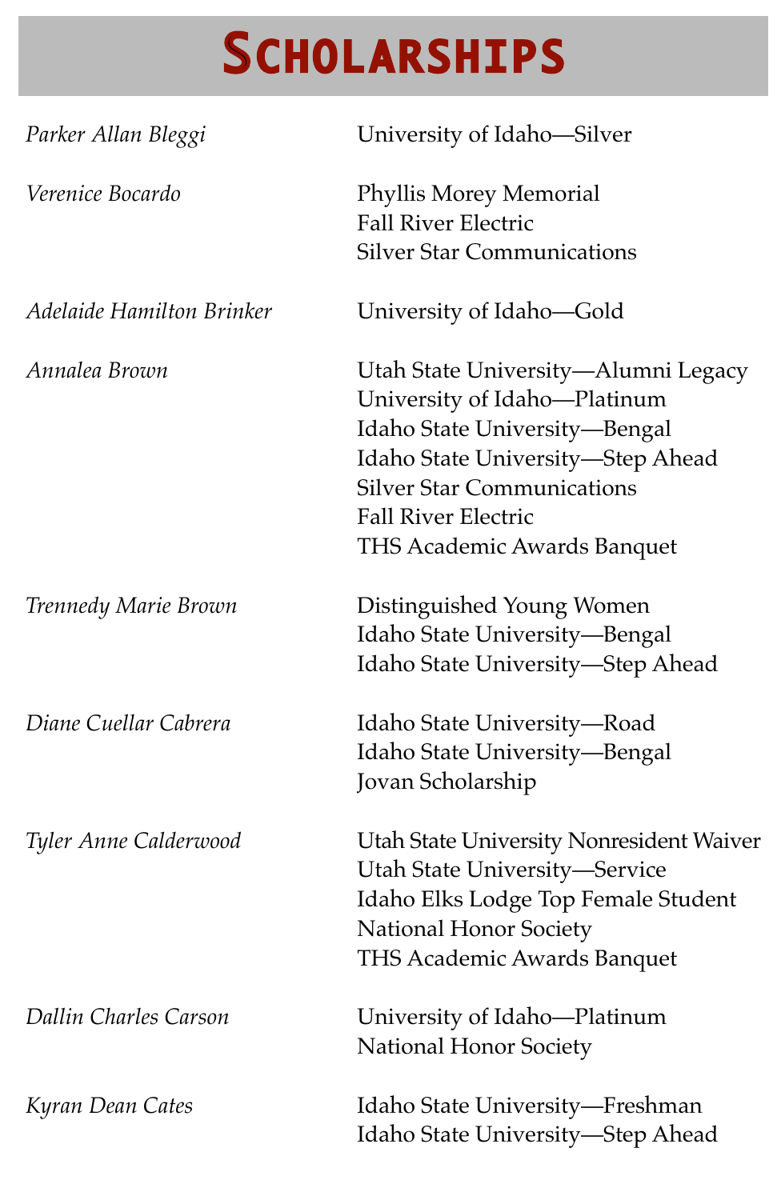# Scholarships

| Name | Scholarships |
| --- | --- |
| *Parker Allan Bleggi* | University of Idaho—Silver |
| *Verenice Bocardo* | Phyllis Morey Memorial<br>Fall River Electric<br>Silver Star Communications |
| *Adelaide Hamilton Brinker* | University of Idaho—Gold |
| *Annalea Brown* | Utah State University—Alumni Legacy<br>University of Idaho—Platinum<br>Idaho State University—Bengal<br>Idaho State University—Step Ahead<br>Silver Star Communications<br>Fall River Electric<br>THS Academic Awards Banquet |
| *Trennedy Marie Brown* | Distinguished Young Women<br>Idaho State University—Bengal<br>Idaho State University—Step Ahead |
| *Diane Cuellar Cabrera* | Idaho State University—Road<br>Idaho State University—Bengal<br>Jovan Scholarship |
| *Tyler Anne Calderwood* | Utah State University Nonresident Waiver<br>Utah State University—Service<br>Idaho Elks Lodge Top Female Student<br>National Honor Society<br>THS Academic Awards Banquet |
| *Dallin Charles Carson* | University of Idaho—Platinum<br>National Honor Society |
| *Kyran Dean Cates* | Idaho State University—Freshman<br>Idaho State University—Step Ahead |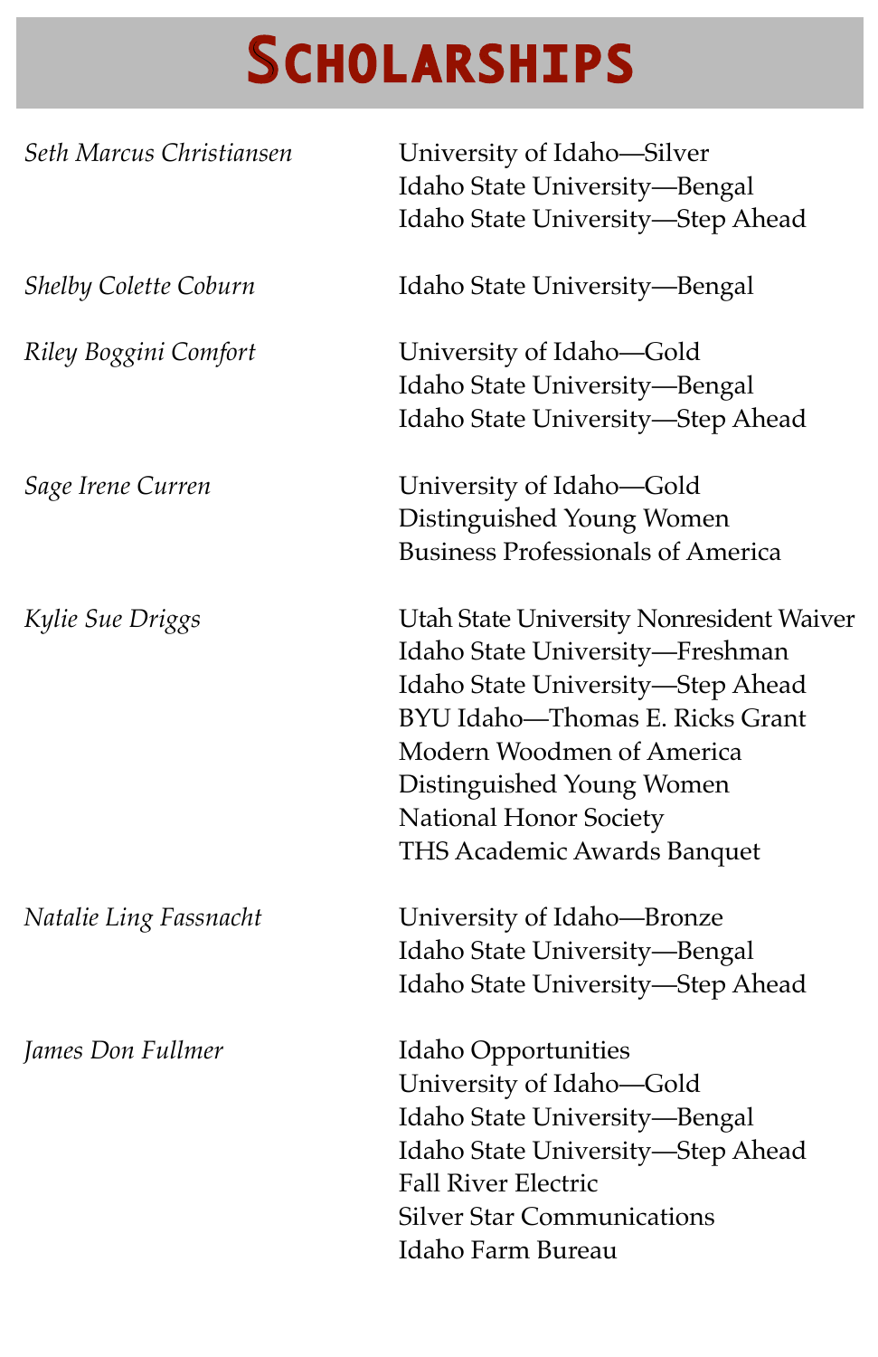# Scholarships

| | |
|---|---|
| *Seth Marcus Christiansen* | University of Idaho—Silver<br>Idaho State University—Bengal<br>Idaho State University—Step Ahead |
| *Shelby Colette Coburn* | Idaho State University—Bengal |
| *Riley Boggini Comfort* | University of Idaho—Gold<br>Idaho State University—Bengal<br>Idaho State University—Step Ahead |
| *Sage Irene Curren* | University of Idaho—Gold<br>Distinguished Young Women<br>Business Professionals of America |
| *Kylie Sue Driggs* | Utah State University Nonresident Waiver<br>Idaho State University—Freshman<br>Idaho State University—Step Ahead<br>BYU Idaho—Thomas E. Ricks Grant<br>Modern Woodmen of America<br>Distinguished Young Women<br>National Honor Society<br>THS Academic Awards Banquet |
| *Natalie Ling Fassnacht* | University of Idaho—Bronze<br>Idaho State University—Bengal<br>Idaho State University—Step Ahead |
| *James Don Fullmer* | Idaho Opportunities<br>University of Idaho—Gold<br>Idaho State University—Bengal<br>Idaho State University—Step Ahead<br>Fall River Electric<br>Silver Star Communications<br>Idaho Farm Bureau |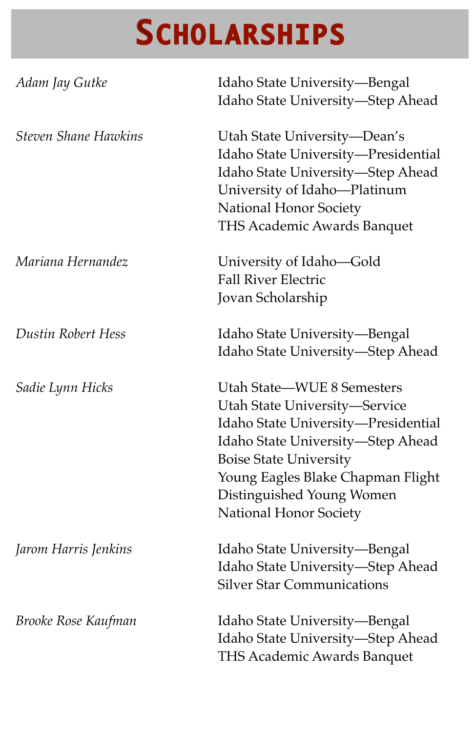# Scholarships

| | |
|---|---|
| *Adam Jay Gutke* | Idaho State University—Bengal<br>Idaho State University—Step Ahead |
| *Steven Shane Hawkins* | Utah State University—Dean's<br>Idaho State University—Presidential<br>Idaho State University—Step Ahead<br>University of Idaho—Platinum<br>National Honor Society<br>THS Academic Awards Banquet |
| *Mariana Hernandez* | University of Idaho—Gold<br>Fall River Electric<br>Jovan Scholarship |
| *Dustin Robert Hess* | Idaho State University—Bengal<br>Idaho State University—Step Ahead |
| *Sadie Lynn Hicks* | Utah State—WUE 8 Semesters<br>Utah State University—Service<br>Idaho State University—Presidential<br>Idaho State University—Step Ahead<br>Boise State University<br>Young Eagles Blake Chapman Flight<br>Distinguished Young Women<br>National Honor Society |
| *Jarom Harris Jenkins* | Idaho State University—Bengal<br>Idaho State University—Step Ahead<br>Silver Star Communications |
| *Brooke Rose Kaufman* | Idaho State University—Bengal<br>Idaho State University—Step Ahead<br>THS Academic Awards Banquet |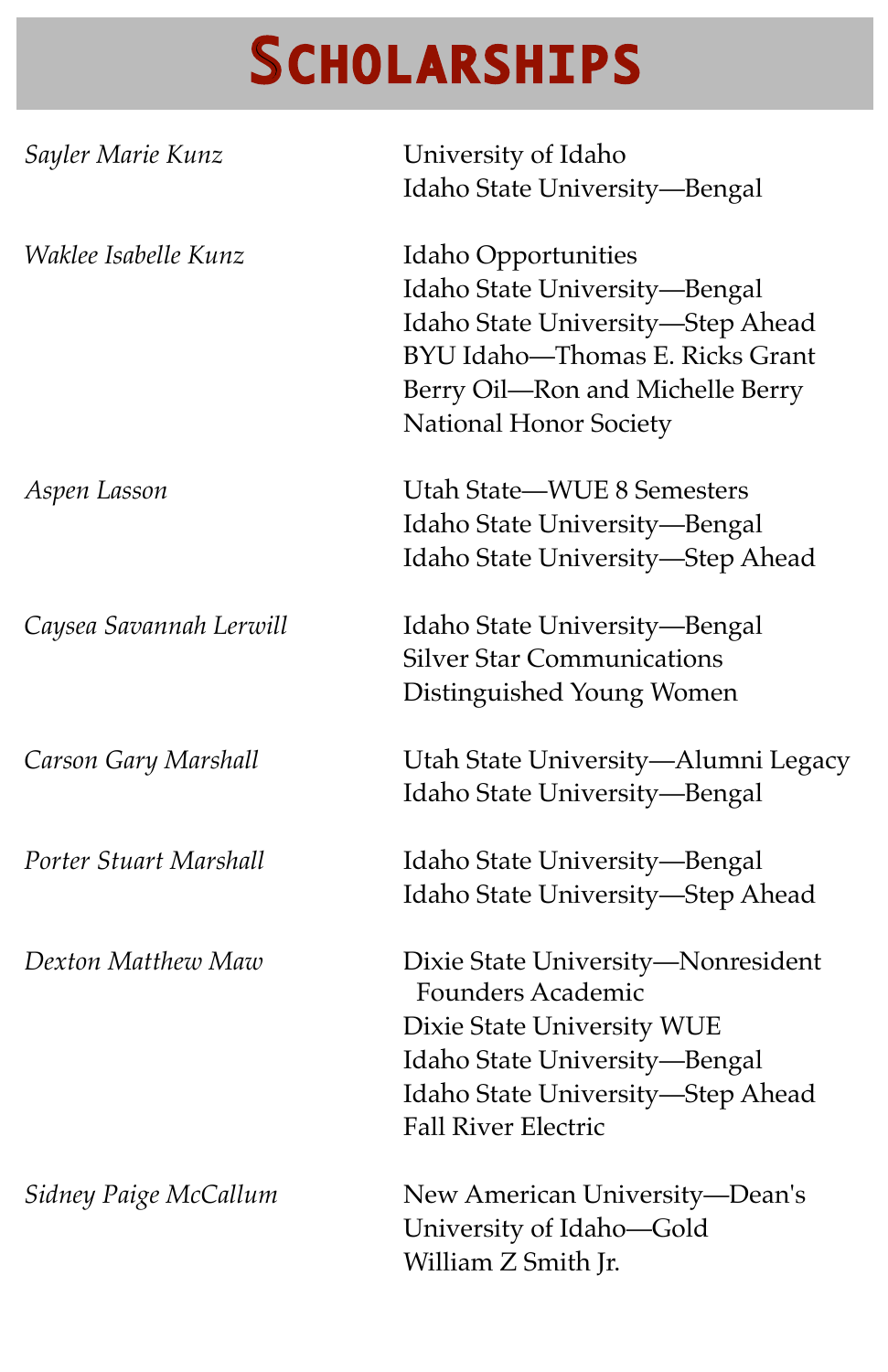# Scholarships

| | |
|---|---|
| *Sayler Marie Kunz* | University of Idaho<br>Idaho State University—Bengal |
| *Waklee Isabelle Kunz* | Idaho Opportunities<br>Idaho State University—Bengal<br>Idaho State University—Step Ahead<br>BYU Idaho—Thomas E. Ricks Grant<br>Berry Oil—Ron and Michelle Berry<br>National Honor Society |
| *Aspen Lasson* | Utah State—WUE 8 Semesters<br>Idaho State University—Bengal<br>Idaho State University—Step Ahead |
| *Caysea Savannah Lerwill* | Idaho State University—Bengal<br>Silver Star Communications<br>Distinguished Young Women |
| *Carson Gary Marshall* | Utah State University—Alumni Legacy<br>Idaho State University—Bengal |
| *Porter Stuart Marshall* | Idaho State University—Bengal<br>Idaho State University—Step Ahead |
| *Dexton Matthew Maw* | Dixie State University—Nonresident Founders Academic<br>Dixie State University WUE<br>Idaho State University—Bengal<br>Idaho State University—Step Ahead<br>Fall River Electric |
| *Sidney Paige McCallum* | New American University—Dean's<br>University of Idaho—Gold<br>William Z Smith Jr. |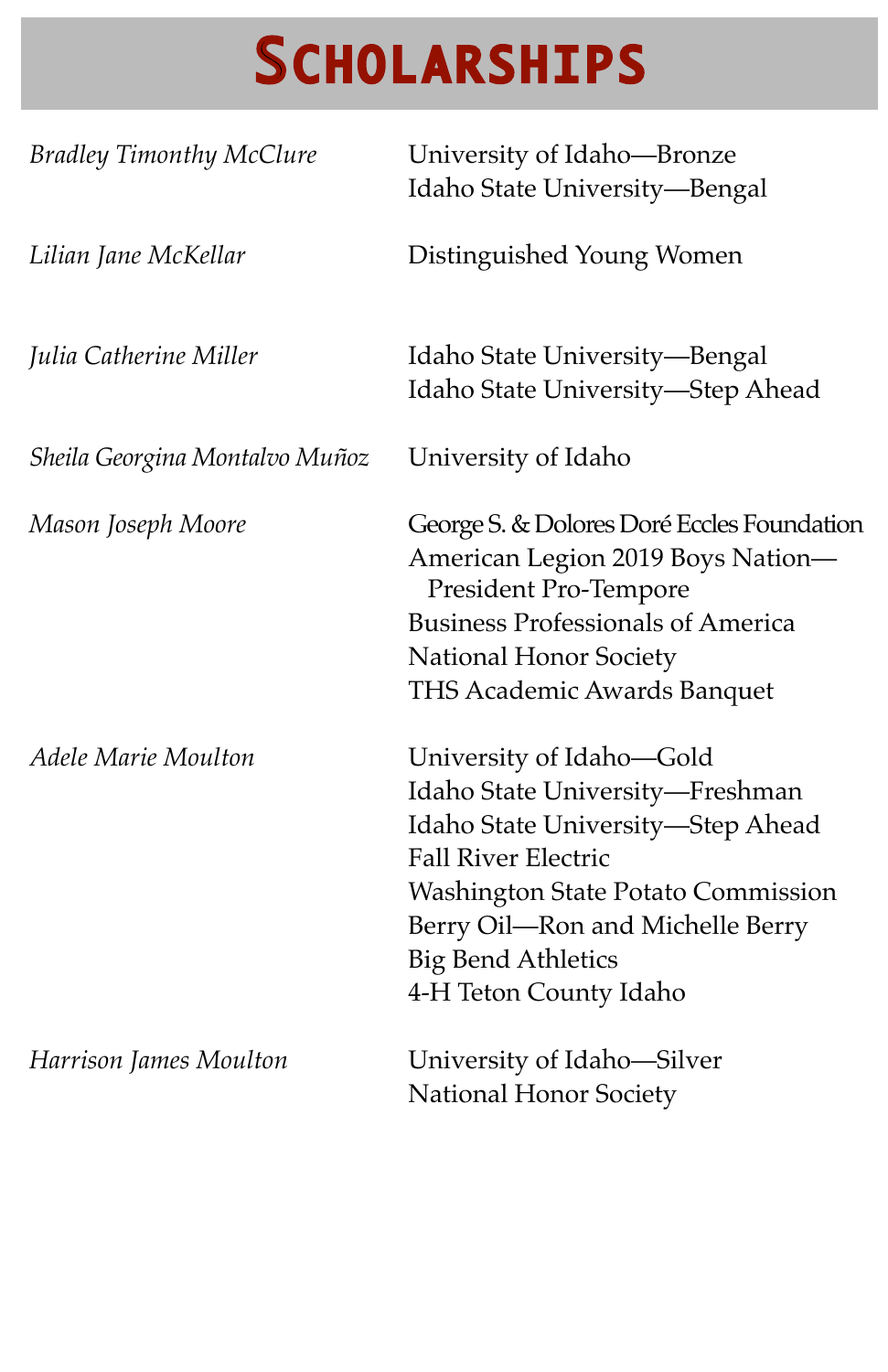# Scholarships

| | |
|---|---|
| *Bradley Timonthy McClure* | University of Idaho—Bronze<br>Idaho State University—Bengal |
| *Lilian Jane McKellar* | Distinguished Young Women |
| *Julia Catherine Miller* | Idaho State University—Bengal<br>Idaho State University—Step Ahead |
| *Sheila Georgina Montalvo Muñoz* | University of Idaho |
| *Mason Joseph Moore* | George S. & Dolores Doré Eccles Foundation<br>American Legion 2019 Boys Nation—President Pro-Tempore<br>Business Professionals of America<br>National Honor Society<br>THS Academic Awards Banquet |
| *Adele Marie Moulton* | University of Idaho—Gold<br>Idaho State University—Freshman<br>Idaho State University—Step Ahead<br>Fall River Electric<br>Washington State Potato Commission<br>Berry Oil—Ron and Michelle Berry<br>Big Bend Athletics<br>4-H Teton County Idaho |
| *Harrison James Moulton* | University of Idaho—Silver<br>National Honor Society |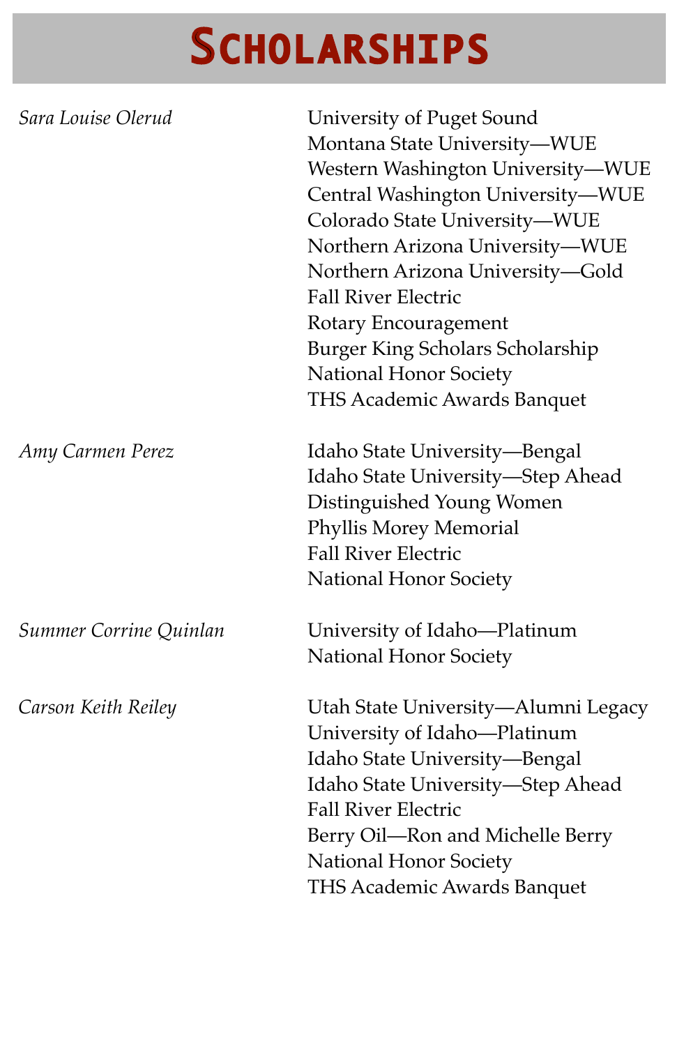# Scholarships

| | |
|---|---|
| *Sara Louise Olerud* | University of Puget Sound |
| | Montana State University—WUE |
| | Western Washington University—WUE |
| | Central Washington University—WUE |
| | Colorado State University—WUE |
| | Northern Arizona University—WUE |
| | Northern Arizona University—Gold |
| | Fall River Electric |
| | Rotary Encouragement |
| | Burger King Scholars Scholarship |
| | National Honor Society |
| | THS Academic Awards Banquet |
| *Amy Carmen Perez* | Idaho State University—Bengal |
| | Idaho State University—Step Ahead |
| | Distinguished Young Women |
| | Phyllis Morey Memorial |
| | Fall River Electric |
| | National Honor Society |
| *Summer Corrine Quinlan* | University of Idaho—Platinum |
| | National Honor Society |
| *Carson Keith Reiley* | Utah State University—Alumni Legacy |
| | University of Idaho—Platinum |
| | Idaho State University—Bengal |
| | Idaho State University—Step Ahead |
| | Fall River Electric |
| | Berry Oil—Ron and Michelle Berry |
| | National Honor Society |
| | THS Academic Awards Banquet |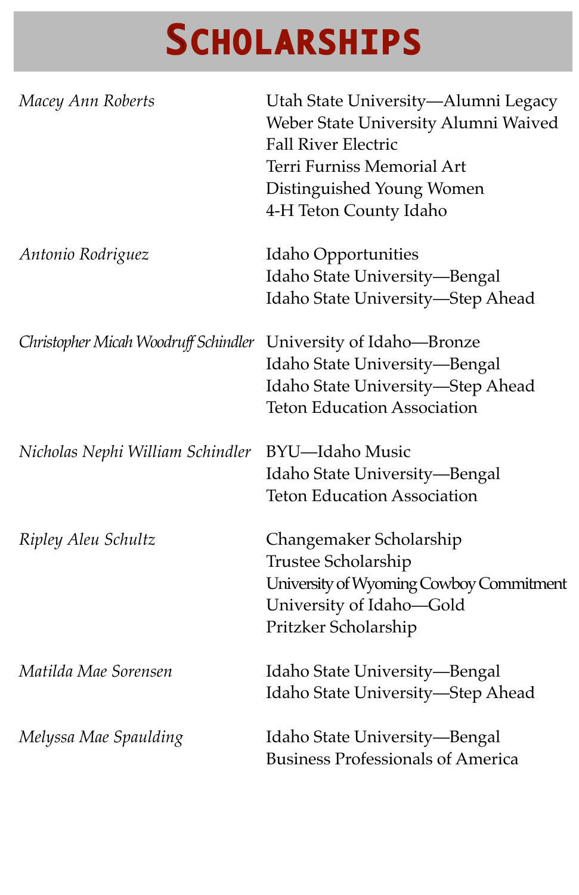# Scholarships

| | |
|---|---|
| *Macey Ann Roberts* | Utah State University—Alumni Legacy<br>Weber State University Alumni Waived<br>Fall River Electric<br>Terri Furniss Memorial Art<br>Distinguished Young Women<br>4-H Teton County Idaho |
| *Antonio Rodriguez* | Idaho Opportunities<br>Idaho State University—Bengal<br>Idaho State University—Step Ahead |
| *Christopher Micah Woodruff Schindler* | University of Idaho—Bronze<br>Idaho State University—Bengal<br>Idaho State University—Step Ahead<br>Teton Education Association |
| *Nicholas Nephi William Schindler* | BYU—Idaho Music<br>Idaho State University—Bengal<br>Teton Education Association |
| *Ripley Aleu Schultz* | Changemaker Scholarship<br>Trustee Scholarship<br>University of Wyoming Cowboy Commitment<br>University of Idaho—Gold<br>Pritzker Scholarship |
| *Matilda Mae Sorensen* | Idaho State University—Bengal<br>Idaho State University—Step Ahead |
| *Melyssa Mae Spaulding* | Idaho State University—Bengal<br>Business Professionals of America |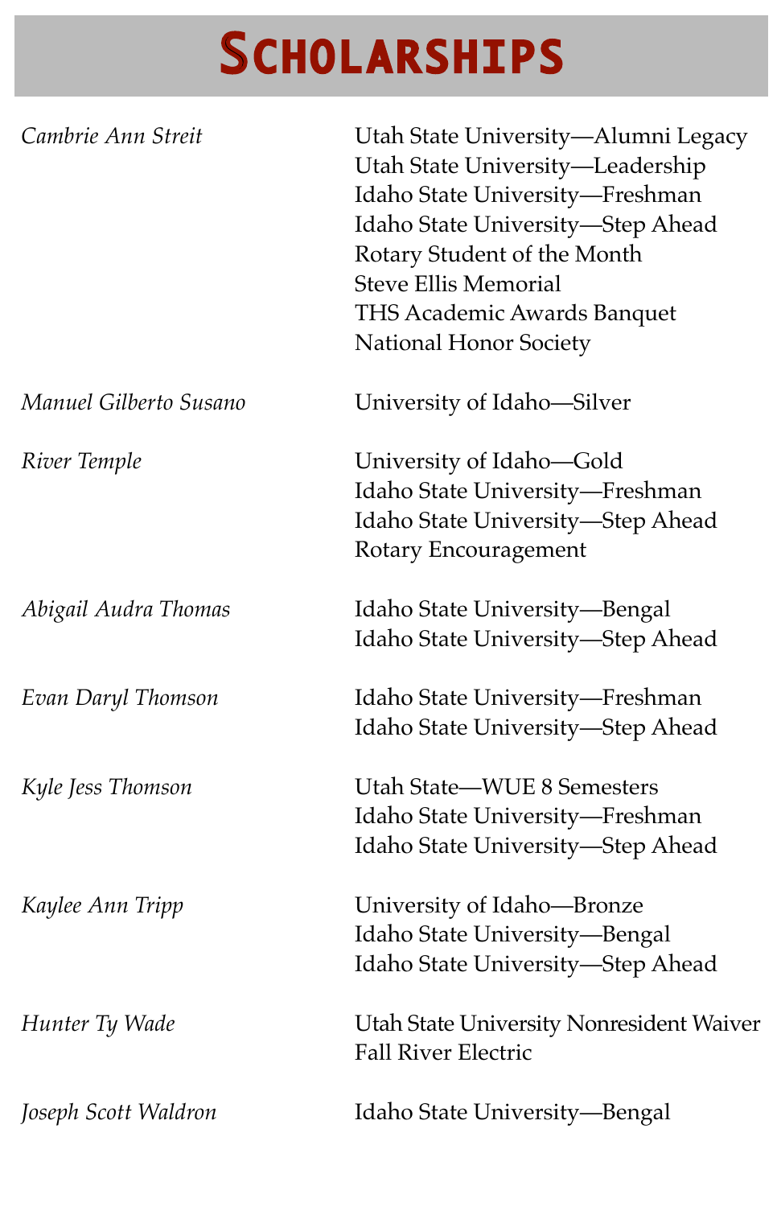# Scholarships

| Student | Scholarships |
|---|---|
| *Cambrie Ann Streit* | Utah State University—Alumni Legacy<br>Utah State University—Leadership<br>Idaho State University—Freshman<br>Idaho State University—Step Ahead<br>Rotary Student of the Month<br>Steve Ellis Memorial<br>THS Academic Awards Banquet<br>National Honor Society |
| *Manuel Gilberto Susano* | University of Idaho—Silver |
| *River Temple* | University of Idaho—Gold<br>Idaho State University—Freshman<br>Idaho State University—Step Ahead<br>Rotary Encouragement |
| *Abigail Audra Thomas* | Idaho State University—Bengal<br>Idaho State University—Step Ahead |
| *Evan Daryl Thomson* | Idaho State University—Freshman<br>Idaho State University—Step Ahead |
| *Kyle Jess Thomson* | Utah State—WUE 8 Semesters<br>Idaho State University—Freshman<br>Idaho State University—Step Ahead |
| *Kaylee Ann Tripp* | University of Idaho—Bronze<br>Idaho State University—Bengal<br>Idaho State University—Step Ahead |
| *Hunter Ty Wade* | Utah State University Nonresident Waiver<br>Fall River Electric |
| *Joseph Scott Waldron* | Idaho State University—Bengal |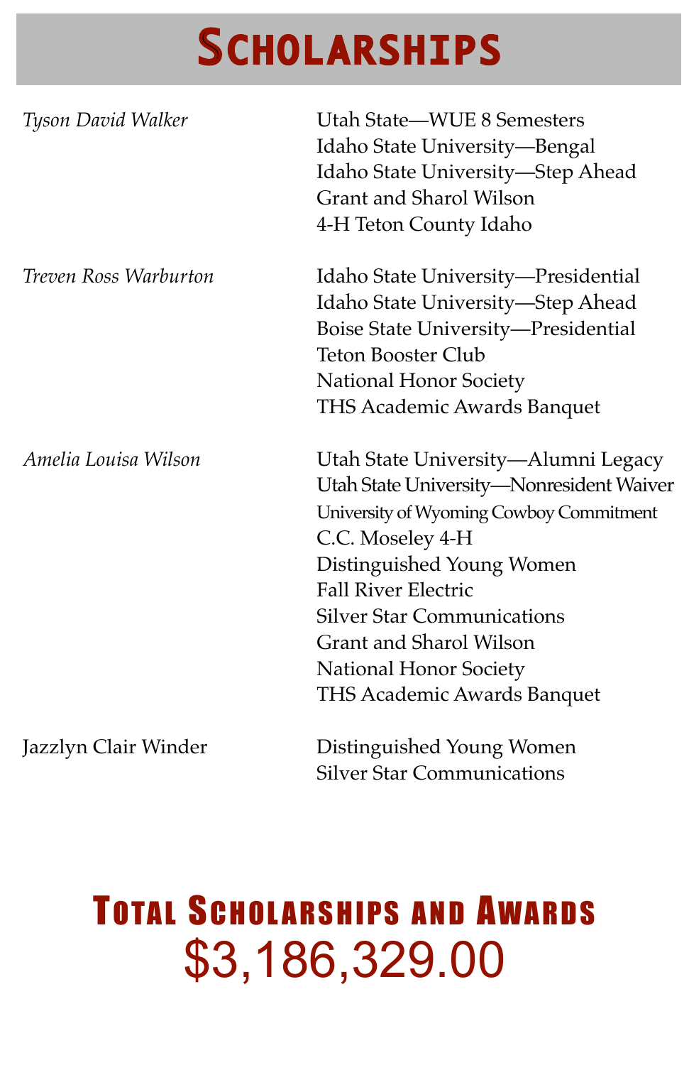# Scholarships

| | |
|---|---|
| *Tyson David Walker* | Utah State—WUE 8 Semesters<br>Idaho State University—Bengal<br>Idaho State University—Step Ahead<br>Grant and Sharol Wilson<br>4-H Teton County Idaho |
| *Treven Ross Warburton* | Idaho State University—Presidential<br>Idaho State University—Step Ahead<br>Boise State University—Presidential<br>Teton Booster Club<br>National Honor Society<br>THS Academic Awards Banquet |
| *Amelia Louisa Wilson* | Utah State University—Alumni Legacy<br>Utah State University—Nonresident Waiver<br>University of Wyoming Cowboy Commitment<br>C.C. Moseley 4-H<br>Distinguished Young Women<br>Fall River Electric<br>Silver Star Communications<br>Grant and Sharol Wilson<br>National Honor Society<br>THS Academic Awards Banquet |
| Jazzlyn Clair Winder | Distinguished Young Women<br>Silver Star Communications |

## Total Scholarships and Awards

**$3,186,329.00**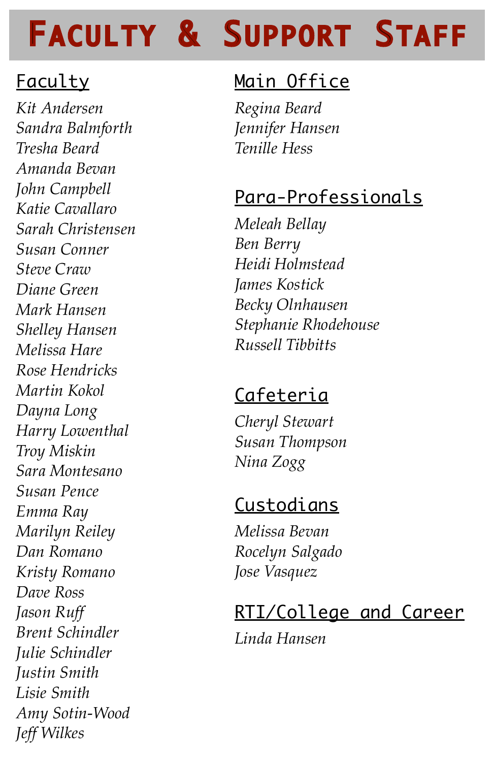# Faculty & Support Staff

## Faculty

*Kit Andersen*
*Sandra Balmforth*
*Tresha Beard*
*Amanda Bevan*
*John Campbell*
*Katie Cavallaro*
*Sarah Christensen*
*Susan Conner*
*Steve Craw*
*Diane Green*
*Mark Hansen*
*Shelley Hansen*
*Melissa Hare*
*Rose Hendricks*
*Martin Kokol*
*Dayna Long*
*Harry Lowenthal*
*Troy Miskin*
*Sara Montesano*
*Susan Pence*
*Emma Ray*
*Marilyn Reiley*
*Dan Romano*
*Kristy Romano*
*Dave Ross*
*Jason Ruff*
*Brent Schindler*
*Julie Schindler*
*Justin Smith*
*Lisie Smith*
*Amy Sotin-Wood*
*Jeff Wilkes*

## Main Office

*Regina Beard*
*Jennifer Hansen*
*Tenille Hess*

## Para-Professionals

*Meleah Bellay*
*Ben Berry*
*Heidi Holmstead*
*James Kostick*
*Becky Olnhausen*
*Stephanie Rhodehouse*
*Russell Tibbitts*

## Cafeteria

*Cheryl Stewart*
*Susan Thompson*
*Nina Zogg*

## Custodians

*Melissa Bevan*
*Rocelyn Salgado*
*Jose Vasquez*

## RTI/College and Career

*Linda Hansen*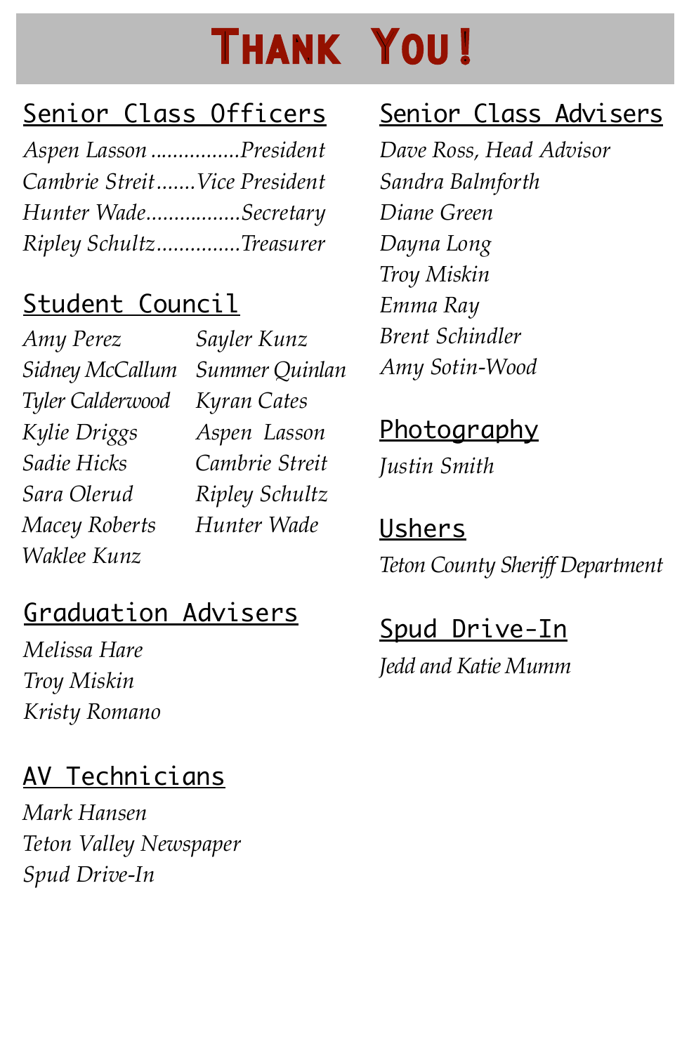# Thank You!

## Senior Class Officers

*Aspen Lasson ................President*
*Cambrie Streit.......Vice President*
*Hunter Wade.................Secretary*
*Ripley Schultz...............Treasurer*

## Student Council

*Amy Perez*
*Sidney McCallum*
*Tyler Calderwood*
*Kylie Driggs*
*Sadie Hicks*
*Sara Olerud*
*Macey Roberts*
*Waklee Kunz*
*Sayler Kunz*
*Summer Quinlan*
*Kyran Cates*
*Aspen Lasson*
*Cambrie Streit*
*Ripley Schultz*
*Hunter Wade*

## Graduation Advisers

*Melissa Hare*
*Troy Miskin*
*Kristy Romano*

## AV Technicians

*Mark Hansen*
*Teton Valley Newspaper*
*Spud Drive-In*

## Senior Class Advisers

*Dave Ross, Head Advisor*
*Sandra Balmforth*
*Diane Green*
*Dayna Long*
*Troy Miskin*
*Emma Ray*
*Brent Schindler*
*Amy Sotin-Wood*

## Photography

*Justin Smith*

## Ushers

*Teton County Sheriff Department*

## Spud Drive-In

*Jedd and Katie Mumm*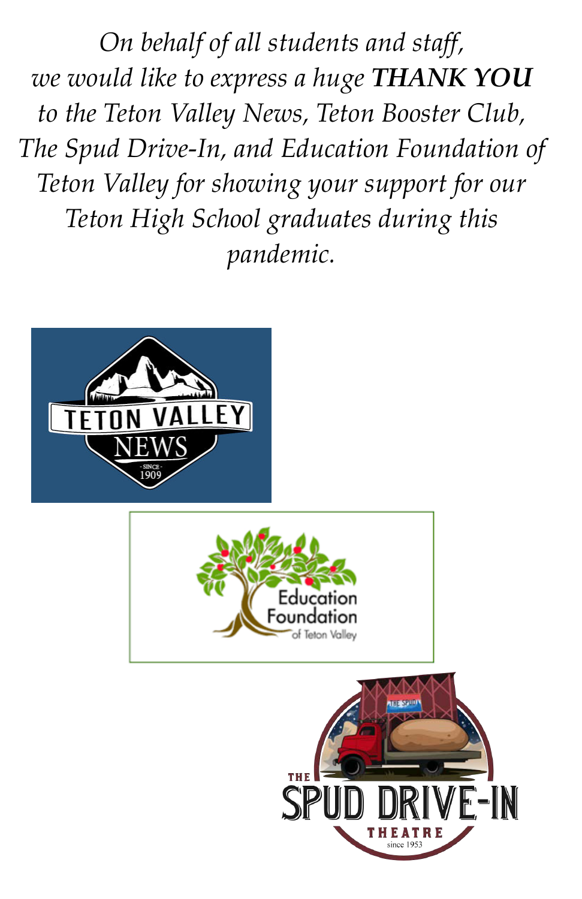*On behalf of all students and staff,*
*we would like to express a huge* ***THANK YOU***
*to the Teton Valley News, Teton Booster Club,*
*The Spud Drive-In, and Education Foundation of*
*Teton Valley for showing your support for our*
*Teton High School graduates during this*
*pandemic.*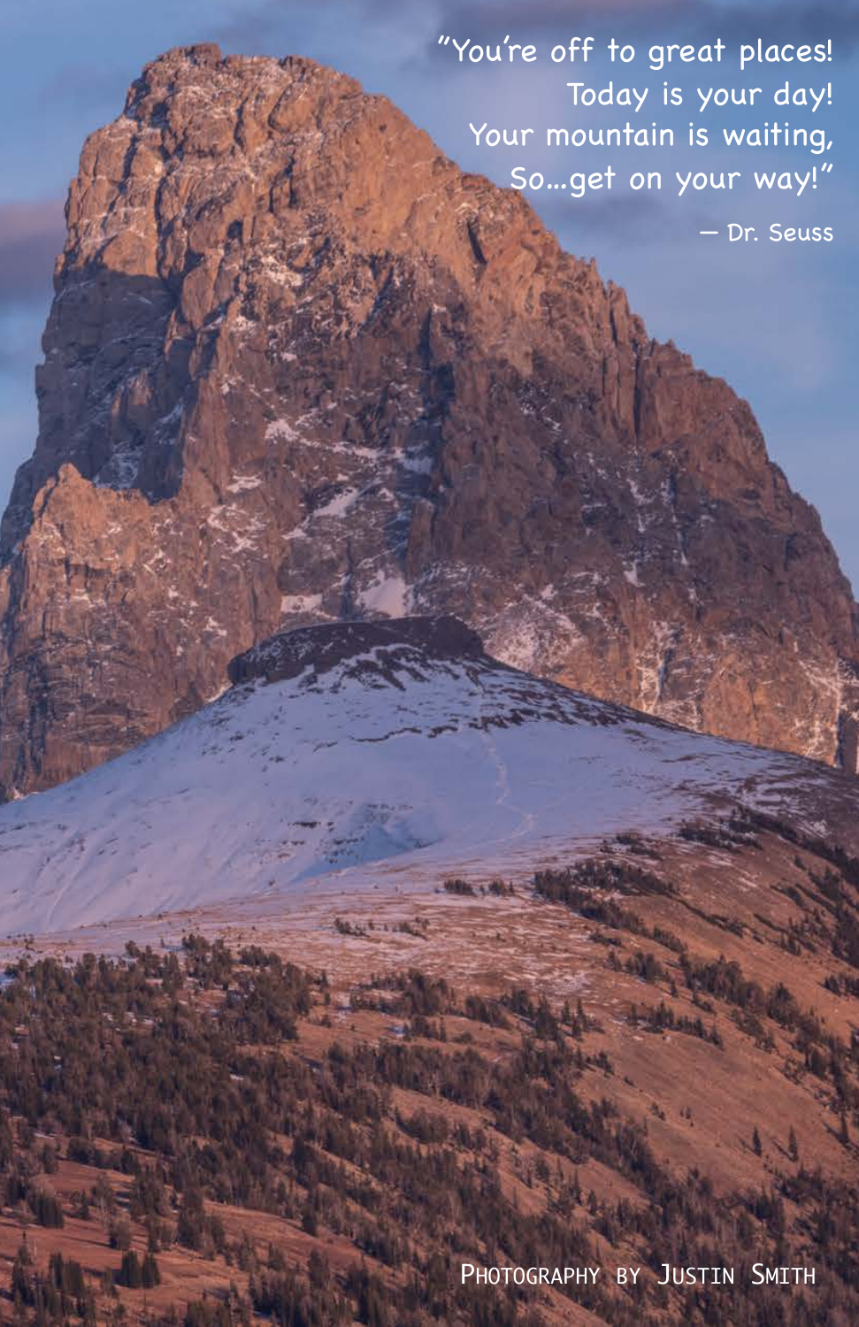"You're off to great places!
Today is your day!
Your mountain is waiting,
So...get on your way!"

— Dr. Seuss

Photography by Justin Smith